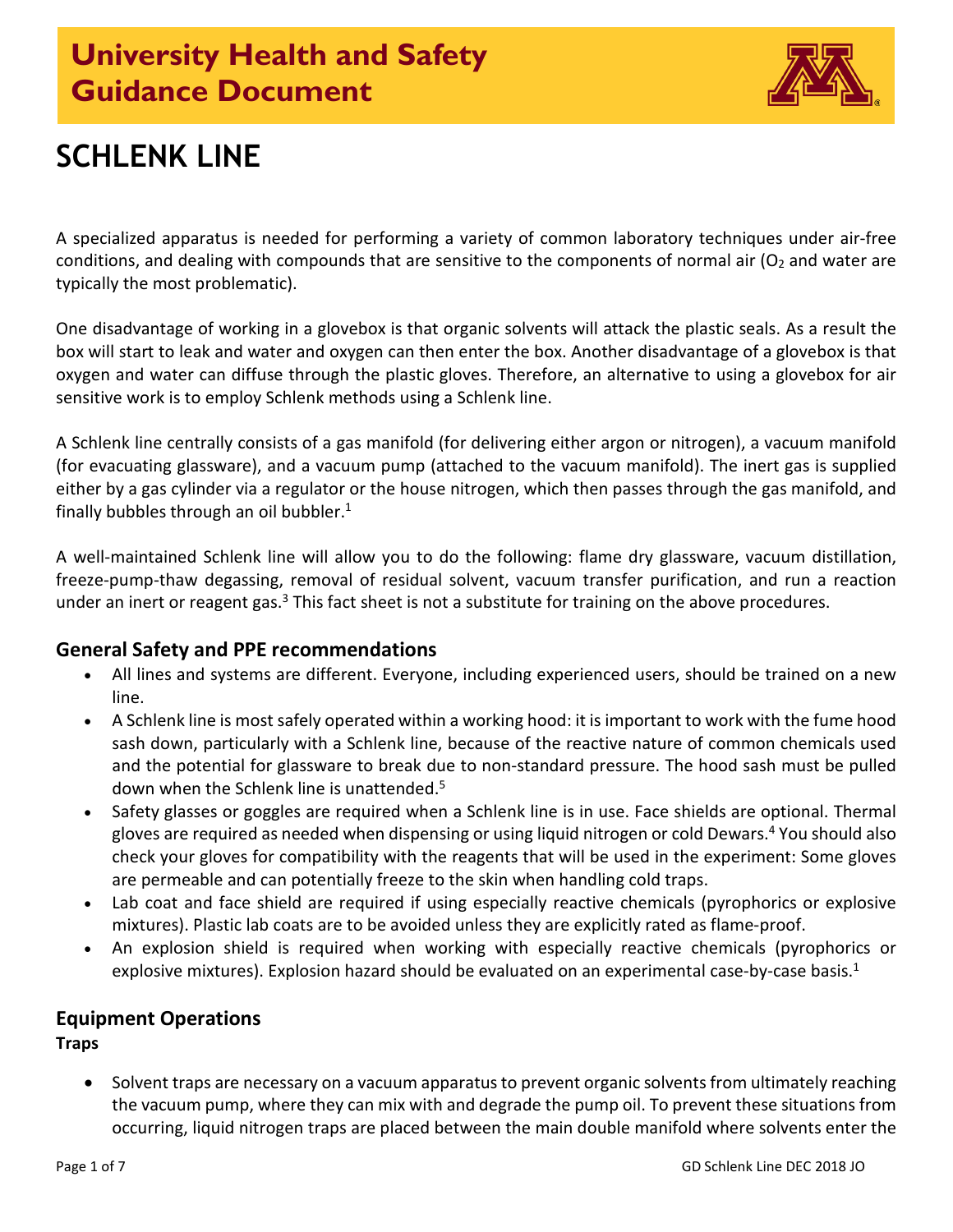# University Health and Safety Guidance Document

# SCHLENK LINE

A specialized apparatus is needed for performing a variety of common laboratory techniques under air-free conditions, and dealing with compounds that are sensitive to the components of normal air ($O_2$ and water are typically the most problematic).

One disadvantage of working in a glovebox is that organic solvents will attack the plastic seals. As a result the box will start to leak and water and oxygen can then enter the box. Another disadvantage of a glovebox is that oxygen and water can diffuse through the plastic gloves. Therefore, an alternative to using a glovebox for air sensitive work is to employ Schlenk methods using a Schlenk line.

A Schlenk line centrally consists of a gas manifold (for delivering either argon or nitrogen), a vacuum manifold (for evacuating glassware), and a vacuum pump (attached to the vacuum manifold). The inert gas is supplied either by a gas cylinder via a regulator or the house nitrogen, which then passes through the gas manifold, and finally bubbles through an oil bubbler.[1]

A well-maintained Schlenk line will allow you to do the following: flame dry glassware, vacuum distillation, freeze-pump-thaw degassing, removal of residual solvent, vacuum transfer purification, and run a reaction under an inert or reagent gas.[3] This fact sheet is not a substitute for training on the above procedures.

## General Safety and PPE recommendations

- All lines and systems are different. Everyone, including experienced users, should be trained on a new line.
- A Schlenk line is most safely operated within a working hood: it is important to work with the fume hood sash down, particularly with a Schlenk line, because of the reactive nature of common chemicals used and the potential for glassware to break due to non-standard pressure. The hood sash must be pulled down when the Schlenk line is unattended.[5]
- Safety glasses or goggles are required when a Schlenk line is in use. Face shields are optional. Thermal gloves are required as needed when dispensing or using liquid nitrogen or cold Dewars.[4] You should also check your gloves for compatibility with the reagents that will be used in the experiment: Some gloves are permeable and can potentially freeze to the skin when handling cold traps.
- Lab coat and face shield are required if using especially reactive chemicals (pyrophorics or explosive mixtures). Plastic lab coats are to be avoided unless they are explicitly rated as flame-proof.
- An explosion shield is required when working with especially reactive chemicals (pyrophorics or explosive mixtures). Explosion hazard should be evaluated on an experimental case-by-case basis.[1]

## Equipment Operations

**Traps**

- Solvent traps are necessary on a vacuum apparatus to prevent organic solvents from ultimately reaching the vacuum pump, where they can mix with and degrade the pump oil. To prevent these situations from occurring, liquid nitrogen traps are placed between the main double manifold where solvents enter the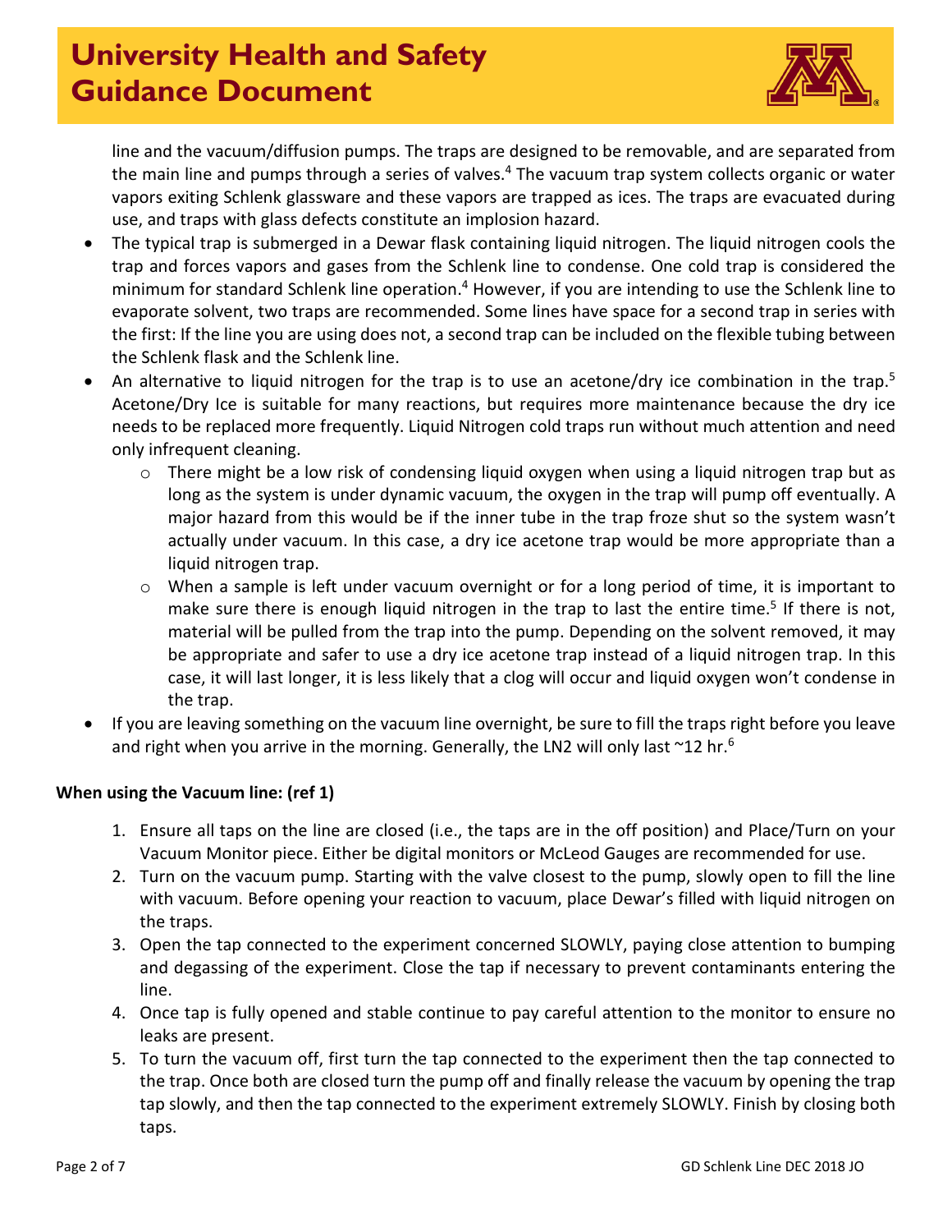line and the vacuum/diffusion pumps. The traps are designed to be removable, and are separated from the main line and pumps through a series of valves.[4] The vacuum trap system collects organic or water vapors exiting Schlenk glassware and these vapors are trapped as ices. The traps are evacuated during use, and traps with glass defects constitute an implosion hazard.

- The typical trap is submerged in a Dewar flask containing liquid nitrogen. The liquid nitrogen cools the trap and forces vapors and gases from the Schlenk line to condense. One cold trap is considered the minimum for standard Schlenk line operation.[4] However, if you are intending to use the Schlenk line to evaporate solvent, two traps are recommended. Some lines have space for a second trap in series with the first: If the line you are using does not, a second trap can be included on the flexible tubing between the Schlenk flask and the Schlenk line.
- An alternative to liquid nitrogen for the trap is to use an acetone/dry ice combination in the trap.[5] Acetone/Dry Ice is suitable for many reactions, but requires more maintenance because the dry ice needs to be replaced more frequently. Liquid Nitrogen cold traps run without much attention and need only infrequent cleaning.
  - There might be a low risk of condensing liquid oxygen when using a liquid nitrogen trap but as long as the system is under dynamic vacuum, the oxygen in the trap will pump off eventually. A major hazard from this would be if the inner tube in the trap froze shut so the system wasn't actually under vacuum. In this case, a dry ice acetone trap would be more appropriate than a liquid nitrogen trap.
  - When a sample is left under vacuum overnight or for a long period of time, it is important to make sure there is enough liquid nitrogen in the trap to last the entire time.[5] If there is not, material will be pulled from the trap into the pump. Depending on the solvent removed, it may be appropriate and safer to use a dry ice acetone trap instead of a liquid nitrogen trap. In this case, it will last longer, it is less likely that a clog will occur and liquid oxygen won't condense in the trap.
- If you are leaving something on the vacuum line overnight, be sure to fill the traps right before you leave and right when you arrive in the morning. Generally, the LN2 will only last ~12 hr.[6]

**When using the Vacuum line: (ref 1)**

1. Ensure all taps on the line are closed (i.e., the taps are in the off position) and Place/Turn on your Vacuum Monitor piece. Either be digital monitors or McLeod Gauges are recommended for use.
2. Turn on the vacuum pump. Starting with the valve closest to the pump, slowly open to fill the line with vacuum. Before opening your reaction to vacuum, place Dewar's filled with liquid nitrogen on the traps.
3. Open the tap connected to the experiment concerned SLOWLY, paying close attention to bumping and degassing of the experiment. Close the tap if necessary to prevent contaminants entering the line.
4. Once tap is fully opened and stable continue to pay careful attention to the monitor to ensure no leaks are present.
5. To turn the vacuum off, first turn the tap connected to the experiment then the tap connected to the trap. Once both are closed turn the pump off and finally release the vacuum by opening the trap tap slowly, and then the tap connected to the experiment extremely SLOWLY. Finish by closing both taps.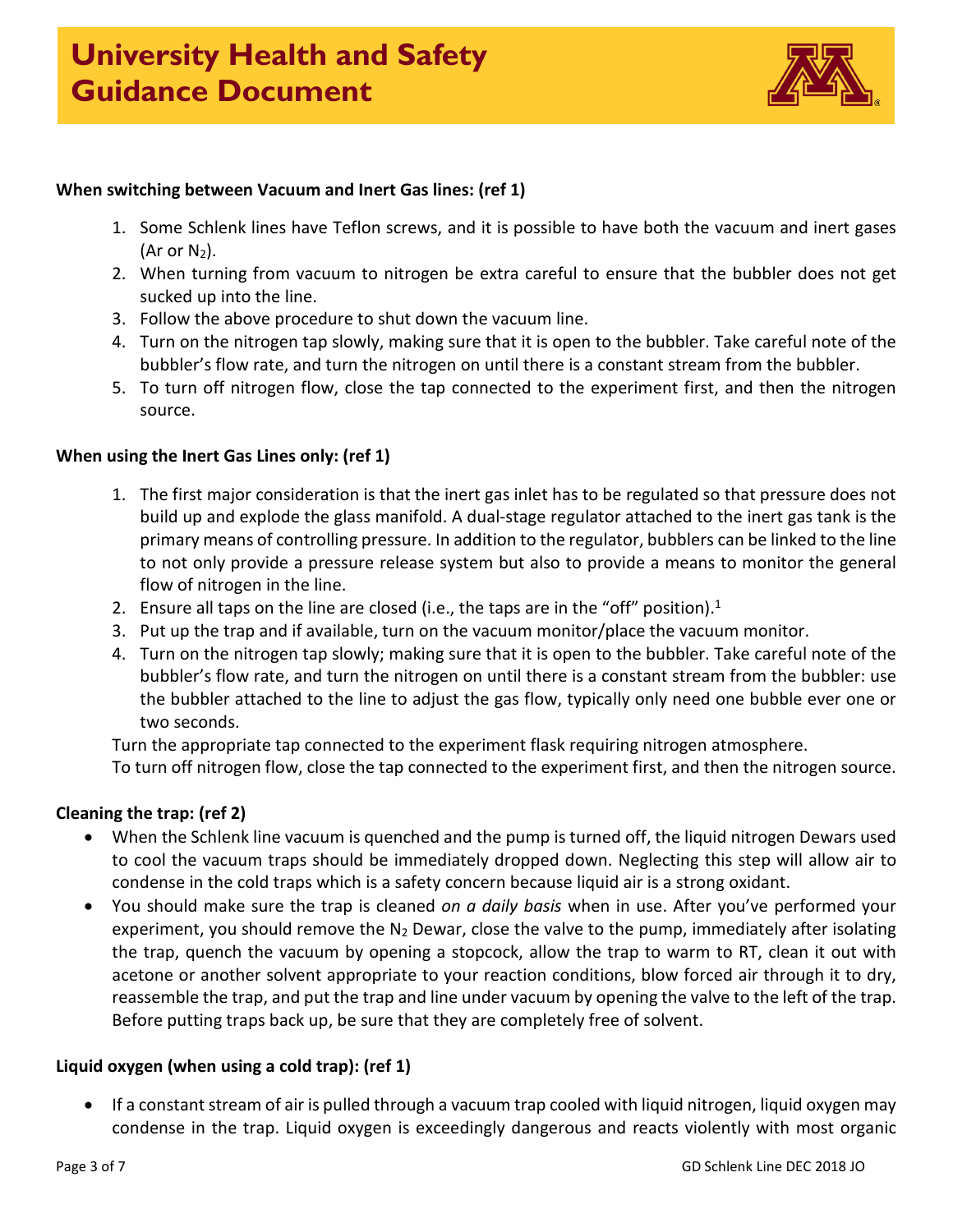**When switching between Vacuum and Inert Gas lines: (ref 1)**

1. Some Schlenk lines have Teflon screws, and it is possible to have both the vacuum and inert gases (Ar or $N_2$).
2. When turning from vacuum to nitrogen be extra careful to ensure that the bubbler does not get sucked up into the line.
3. Follow the above procedure to shut down the vacuum line.
4. Turn on the nitrogen tap slowly, making sure that it is open to the bubbler. Take careful note of the bubbler's flow rate, and turn the nitrogen on until there is a constant stream from the bubbler.
5. To turn off nitrogen flow, close the tap connected to the experiment first, and then the nitrogen source.

**When using the Inert Gas Lines only: (ref 1)**

1. The first major consideration is that the inert gas inlet has to be regulated so that pressure does not build up and explode the glass manifold. A dual-stage regulator attached to the inert gas tank is the primary means of controlling pressure. In addition to the regulator, bubblers can be linked to the line to not only provide a pressure release system but also to provide a means to monitor the general flow of nitrogen in the line.
2. Ensure all taps on the line are closed (i.e., the taps are in the "off" position).[1]
3. Put up the trap and if available, turn on the vacuum monitor/place the vacuum monitor.
4. Turn on the nitrogen tap slowly; making sure that it is open to the bubbler. Take careful note of the bubbler's flow rate, and turn the nitrogen on until there is a constant stream from the bubbler: use the bubbler attached to the line to adjust the gas flow, typically only need one bubble ever one or two seconds.

Turn the appropriate tap connected to the experiment flask requiring nitrogen atmosphere.

To turn off nitrogen flow, close the tap connected to the experiment first, and then the nitrogen source.

**Cleaning the trap: (ref 2)**

- When the Schlenk line vacuum is quenched and the pump is turned off, the liquid nitrogen Dewars used to cool the vacuum traps should be immediately dropped down. Neglecting this step will allow air to condense in the cold traps which is a safety concern because liquid air is a strong oxidant.
- You should make sure the trap is cleaned *on a daily basis* when in use. After you've performed your experiment, you should remove the $N_2$ Dewar, close the valve to the pump, immediately after isolating the trap, quench the vacuum by opening a stopcock, allow the trap to warm to RT, clean it out with acetone or another solvent appropriate to your reaction conditions, blow forced air through it to dry, reassemble the trap, and put the trap and line under vacuum by opening the valve to the left of the trap. Before putting traps back up, be sure that they are completely free of solvent.

**Liquid oxygen (when using a cold trap): (ref 1)**

- If a constant stream of air is pulled through a vacuum trap cooled with liquid nitrogen, liquid oxygen may condense in the trap. Liquid oxygen is exceedingly dangerous and reacts violently with most organic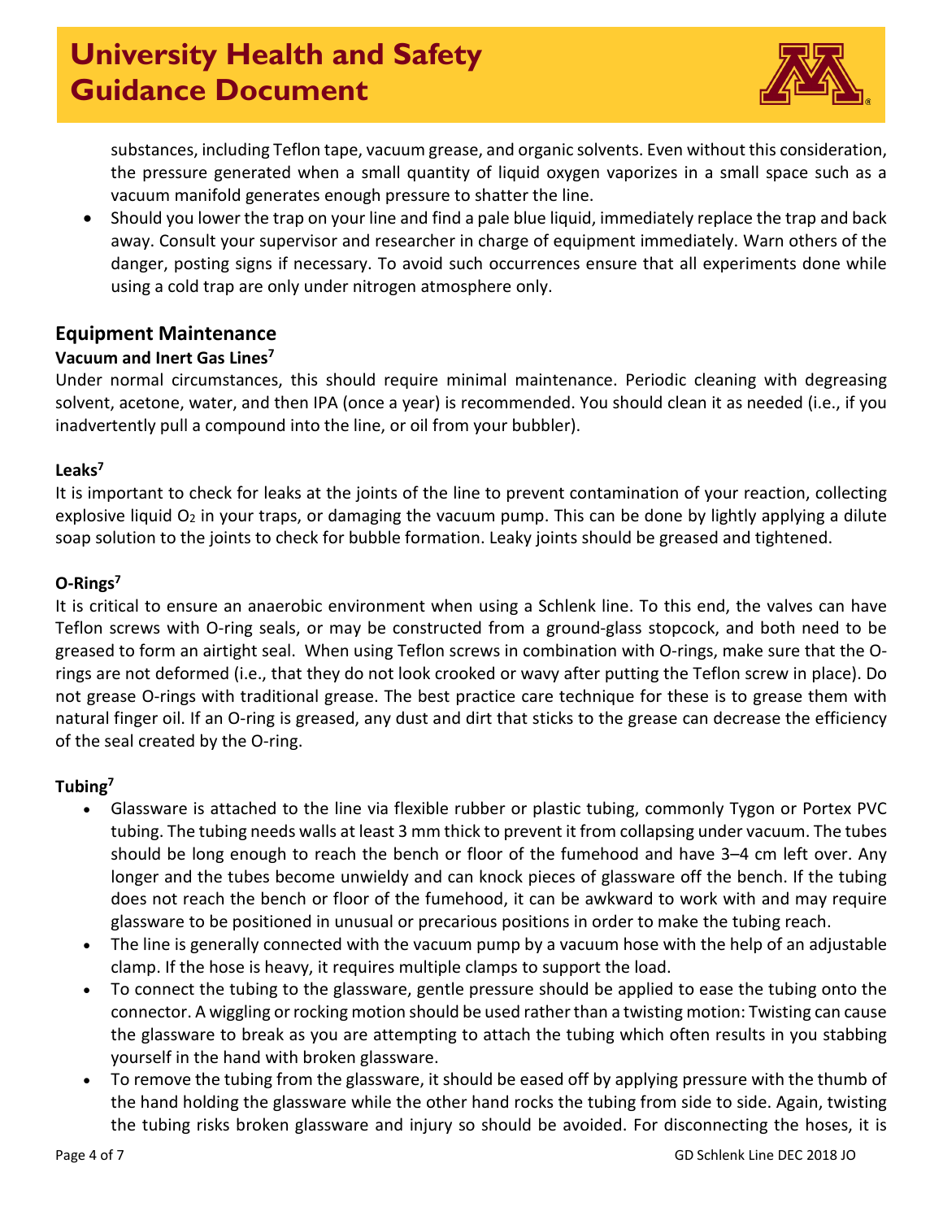substances, including Teflon tape, vacuum grease, and organic solvents. Even without this consideration, the pressure generated when a small quantity of liquid oxygen vaporizes in a small space such as a vacuum manifold generates enough pressure to shatter the line.

- Should you lower the trap on your line and find a pale blue liquid, immediately replace the trap and back away. Consult your supervisor and researcher in charge of equipment immediately. Warn others of the danger, posting signs if necessary. To avoid such occurrences ensure that all experiments done while using a cold trap are only under nitrogen atmosphere only.

## Equipment Maintenance

### Vacuum and Inert Gas Lines[7]

Under normal circumstances, this should require minimal maintenance. Periodic cleaning with degreasing solvent, acetone, water, and then IPA (once a year) is recommended. You should clean it as needed (i.e., if you inadvertently pull a compound into the line, or oil from your bubbler).

### Leaks[7]

It is important to check for leaks at the joints of the line to prevent contamination of your reaction, collecting explosive liquid $O_2$ in your traps, or damaging the vacuum pump. This can be done by lightly applying a dilute soap solution to the joints to check for bubble formation. Leaky joints should be greased and tightened.

### O-Rings[7]

It is critical to ensure an anaerobic environment when using a Schlenk line. To this end, the valves can have Teflon screws with O-ring seals, or may be constructed from a ground-glass stopcock, and both need to be greased to form an airtight seal. When using Teflon screws in combination with O-rings, make sure that the O-rings are not deformed (i.e., that they do not look crooked or wavy after putting the Teflon screw in place). Do not grease O-rings with traditional grease. The best practice care technique for these is to grease them with natural finger oil. If an O-ring is greased, any dust and dirt that sticks to the grease can decrease the efficiency of the seal created by the O-ring.

### Tubing[7]

- Glassware is attached to the line via flexible rubber or plastic tubing, commonly Tygon or Portex PVC tubing. The tubing needs walls at least 3 mm thick to prevent it from collapsing under vacuum. The tubes should be long enough to reach the bench or floor of the fumehood and have 3–4 cm left over. Any longer and the tubes become unwieldy and can knock pieces of glassware off the bench. If the tubing does not reach the bench or floor of the fumehood, it can be awkward to work with and may require glassware to be positioned in unusual or precarious positions in order to make the tubing reach.
- The line is generally connected with the vacuum pump by a vacuum hose with the help of an adjustable clamp. If the hose is heavy, it requires multiple clamps to support the load.
- To connect the tubing to the glassware, gentle pressure should be applied to ease the tubing onto the connector. A wiggling or rocking motion should be used rather than a twisting motion: Twisting can cause the glassware to break as you are attempting to attach the tubing which often results in you stabbing yourself in the hand with broken glassware.
- To remove the tubing from the glassware, it should be eased off by applying pressure with the thumb of the hand holding the glassware while the other hand rocks the tubing from side to side. Again, twisting the tubing risks broken glassware and injury so should be avoided. For disconnecting the hoses, it is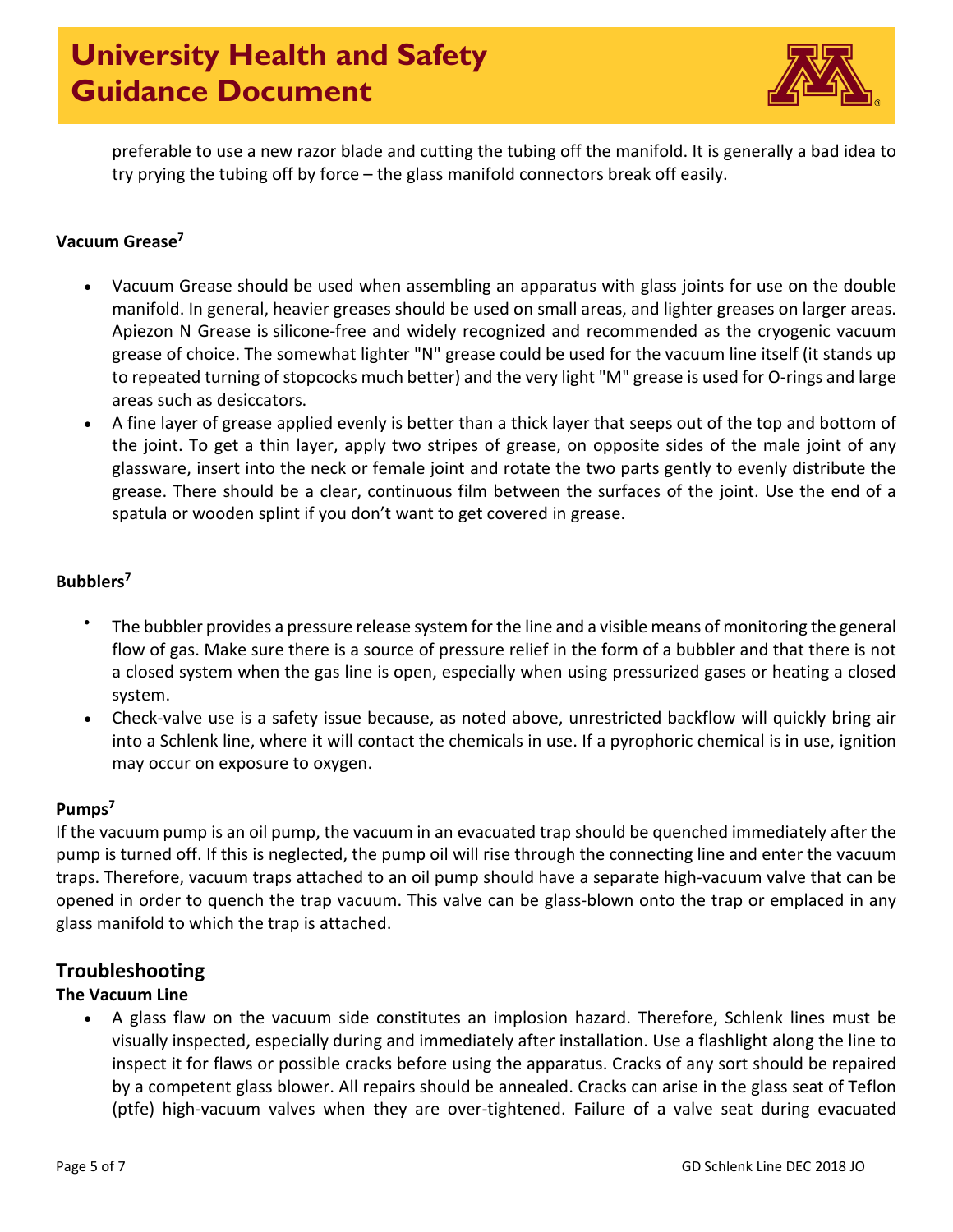preferable to use a new razor blade and cutting the tubing off the manifold. It is generally a bad idea to try prying the tubing off by force – the glass manifold connectors break off easily.

**Vacuum Grease**[7]

- Vacuum Grease should be used when assembling an apparatus with glass joints for use on the double manifold. In general, heavier greases should be used on small areas, and lighter greases on larger areas. Apiezon N Grease is silicone-free and widely recognized and recommended as the cryogenic vacuum grease of choice. The somewhat lighter "N" grease could be used for the vacuum line itself (it stands up to repeated turning of stopcocks much better) and the very light "M" grease is used for O-rings and large areas such as desiccators.
- A fine layer of grease applied evenly is better than a thick layer that seeps out of the top and bottom of the joint. To get a thin layer, apply two stripes of grease, on opposite sides of the male joint of any glassware, insert into the neck or female joint and rotate the two parts gently to evenly distribute the grease. There should be a clear, continuous film between the surfaces of the joint. Use the end of a spatula or wooden splint if you don't want to get covered in grease.

**Bubblers**[7]

- The bubbler provides a pressure release system for the line and a visible means of monitoring the general flow of gas. Make sure there is a source of pressure relief in the form of a bubbler and that there is not a closed system when the gas line is open, especially when using pressurized gases or heating a closed system.
- Check-valve use is a safety issue because, as noted above, unrestricted backflow will quickly bring air into a Schlenk line, where it will contact the chemicals in use. If a pyrophoric chemical is in use, ignition may occur on exposure to oxygen.

**Pumps**[7]

If the vacuum pump is an oil pump, the vacuum in an evacuated trap should be quenched immediately after the pump is turned off. If this is neglected, the pump oil will rise through the connecting line and enter the vacuum traps. Therefore, vacuum traps attached to an oil pump should have a separate high-vacuum valve that can be opened in order to quench the trap vacuum. This valve can be glass-blown onto the trap or emplaced in any glass manifold to which the trap is attached.

## Troubleshooting

**The Vacuum Line**

- A glass flaw on the vacuum side constitutes an implosion hazard. Therefore, Schlenk lines must be visually inspected, especially during and immediately after installation. Use a flashlight along the line to inspect it for flaws or possible cracks before using the apparatus. Cracks of any sort should be repaired by a competent glass blower. All repairs should be annealed. Cracks can arise in the glass seat of Teflon (ptfe) high-vacuum valves when they are over-tightened. Failure of a valve seat during evacuated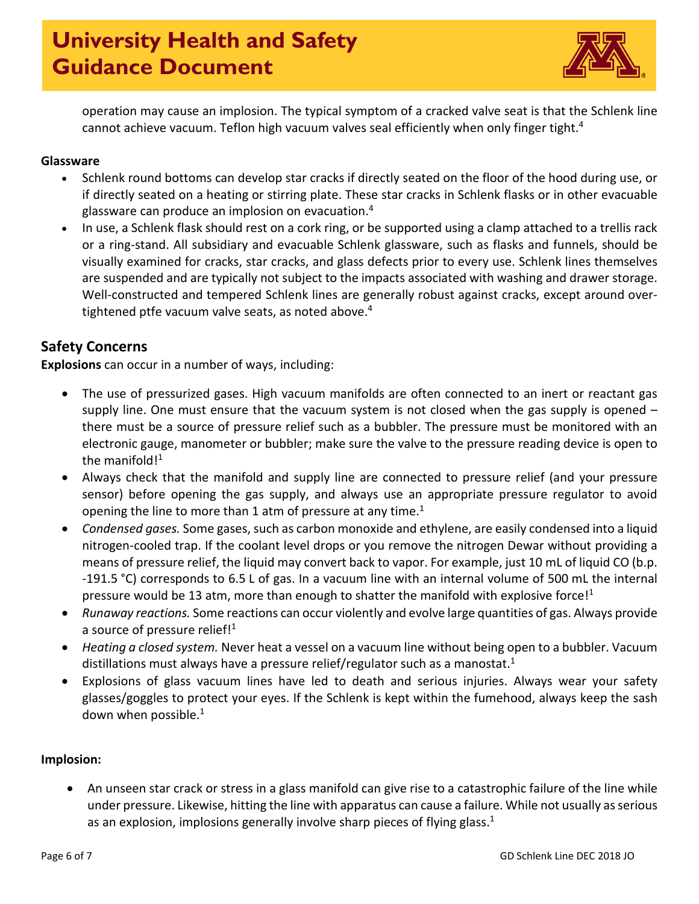operation may cause an implosion. The typical symptom of a cracked valve seat is that the Schlenk line cannot achieve vacuum. Teflon high vacuum valves seal efficiently when only finger tight.[4]

**Glassware**

- Schlenk round bottoms can develop star cracks if directly seated on the floor of the hood during use, or if directly seated on a heating or stirring plate. These star cracks in Schlenk flasks or in other evacuable glassware can produce an implosion on evacuation.[4]
- In use, a Schlenk flask should rest on a cork ring, or be supported using a clamp attached to a trellis rack or a ring-stand. All subsidiary and evacuable Schlenk glassware, such as flasks and funnels, should be visually examined for cracks, star cracks, and glass defects prior to every use. Schlenk lines themselves are suspended and are typically not subject to the impacts associated with washing and drawer storage. Well-constructed and tempered Schlenk lines are generally robust against cracks, except around over-tightened ptfe vacuum valve seats, as noted above.[4]

## Safety Concerns

**Explosions** can occur in a number of ways, including:

- The use of pressurized gases. High vacuum manifolds are often connected to an inert or reactant gas supply line. One must ensure that the vacuum system is not closed when the gas supply is opened – there must be a source of pressure relief such as a bubbler. The pressure must be monitored with an electronic gauge, manometer or bubbler; make sure the valve to the pressure reading device is open to the manifold![1]
- Always check that the manifold and supply line are connected to pressure relief (and your pressure sensor) before opening the gas supply, and always use an appropriate pressure regulator to avoid opening the line to more than 1 atm of pressure at any time.[1]
- *Condensed gases.* Some gases, such as carbon monoxide and ethylene, are easily condensed into a liquid nitrogen-cooled trap. If the coolant level drops or you remove the nitrogen Dewar without providing a means of pressure relief, the liquid may convert back to vapor. For example, just 10 mL of liquid CO (b.p. -191.5 °C) corresponds to 6.5 L of gas. In a vacuum line with an internal volume of 500 mL the internal pressure would be 13 atm, more than enough to shatter the manifold with explosive force![1]
- *Runaway reactions.* Some reactions can occur violently and evolve large quantities of gas. Always provide a source of pressure relief![1]
- *Heating a closed system.* Never heat a vessel on a vacuum line without being open to a bubbler. Vacuum distillations must always have a pressure relief/regulator such as a manostat.[1]
- Explosions of glass vacuum lines have led to death and serious injuries. Always wear your safety glasses/goggles to protect your eyes. If the Schlenk is kept within the fumehood, always keep the sash down when possible.[1]

**Implosion:**

- An unseen star crack or stress in a glass manifold can give rise to a catastrophic failure of the line while under pressure. Likewise, hitting the line with apparatus can cause a failure. While not usually as serious as an explosion, implosions generally involve sharp pieces of flying glass.[1]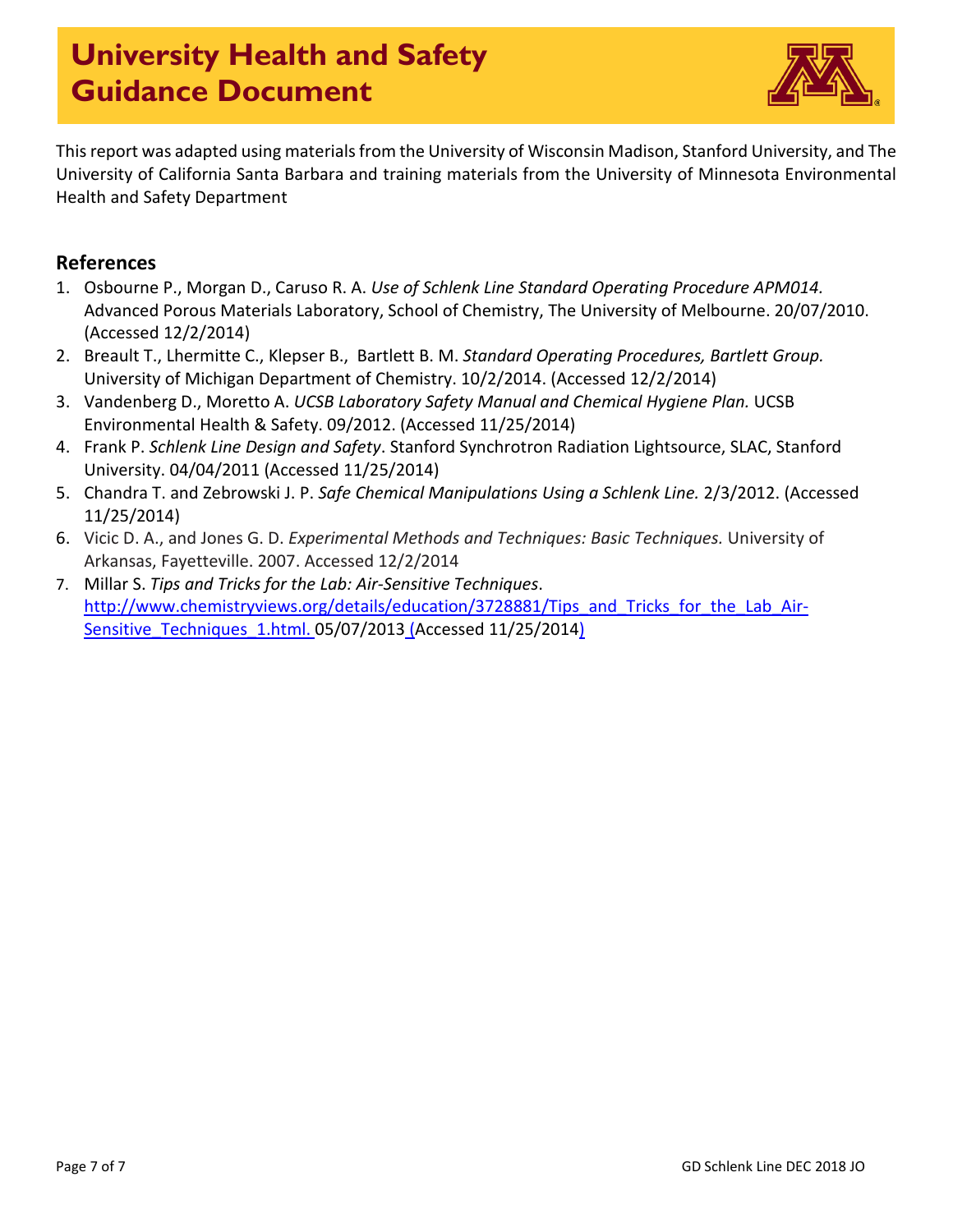This report was adapted using materials from the University of Wisconsin Madison, Stanford University, and The University of California Santa Barbara and training materials from the University of Minnesota Environmental Health and Safety Department

## References

1. Osbourne P., Morgan D., Caruso R. A. *Use of Schlenk Line Standard Operating Procedure APM014.* Advanced Porous Materials Laboratory, School of Chemistry, The University of Melbourne. 20/07/2010. (Accessed 12/2/2014)
2. Breault T., Lhermitte C., Klepser B., Bartlett B. M. *Standard Operating Procedures, Bartlett Group.* University of Michigan Department of Chemistry. 10/2/2014. (Accessed 12/2/2014)
3. Vandenberg D., Moretto A. *UCSB Laboratory Safety Manual and Chemical Hygiene Plan.* UCSB Environmental Health & Safety. 09/2012. (Accessed 11/25/2014)
4. Frank P. *Schlenk Line Design and Safety*. Stanford Synchrotron Radiation Lightsource, SLAC, Stanford University. 04/04/2011 (Accessed 11/25/2014)
5. Chandra T. and Zebrowski J. P. *Safe Chemical Manipulations Using a Schlenk Line.* 2/3/2012. (Accessed 11/25/2014)
6. Vicic D. A., and Jones G. D. *Experimental Methods and Techniques: Basic Techniques.* University of Arkansas, Fayetteville. 2007. Accessed 12/2/2014
7. Millar S. *Tips and Tricks for the Lab: Air-Sensitive Techniques*. http://www.chemistryviews.org/details/education/3728881/Tips_and_Tricks_for_the_Lab_Air-Sensitive_Techniques_1.html. 05/07/2013 (Accessed 11/25/2014)